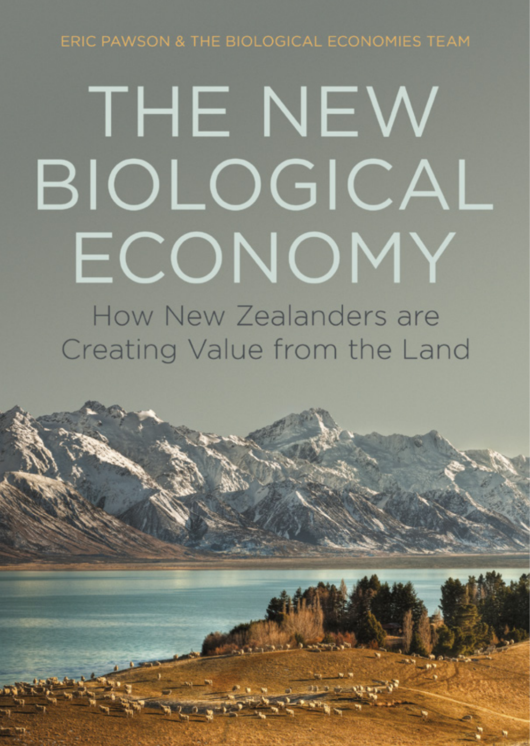ERIC PAWSON & THE BIOLOGICAL ECONOMIES TEAM

# THE NEW BIOLOGICAL ECONOMY

## How New Zealanders are Creating Value from the Land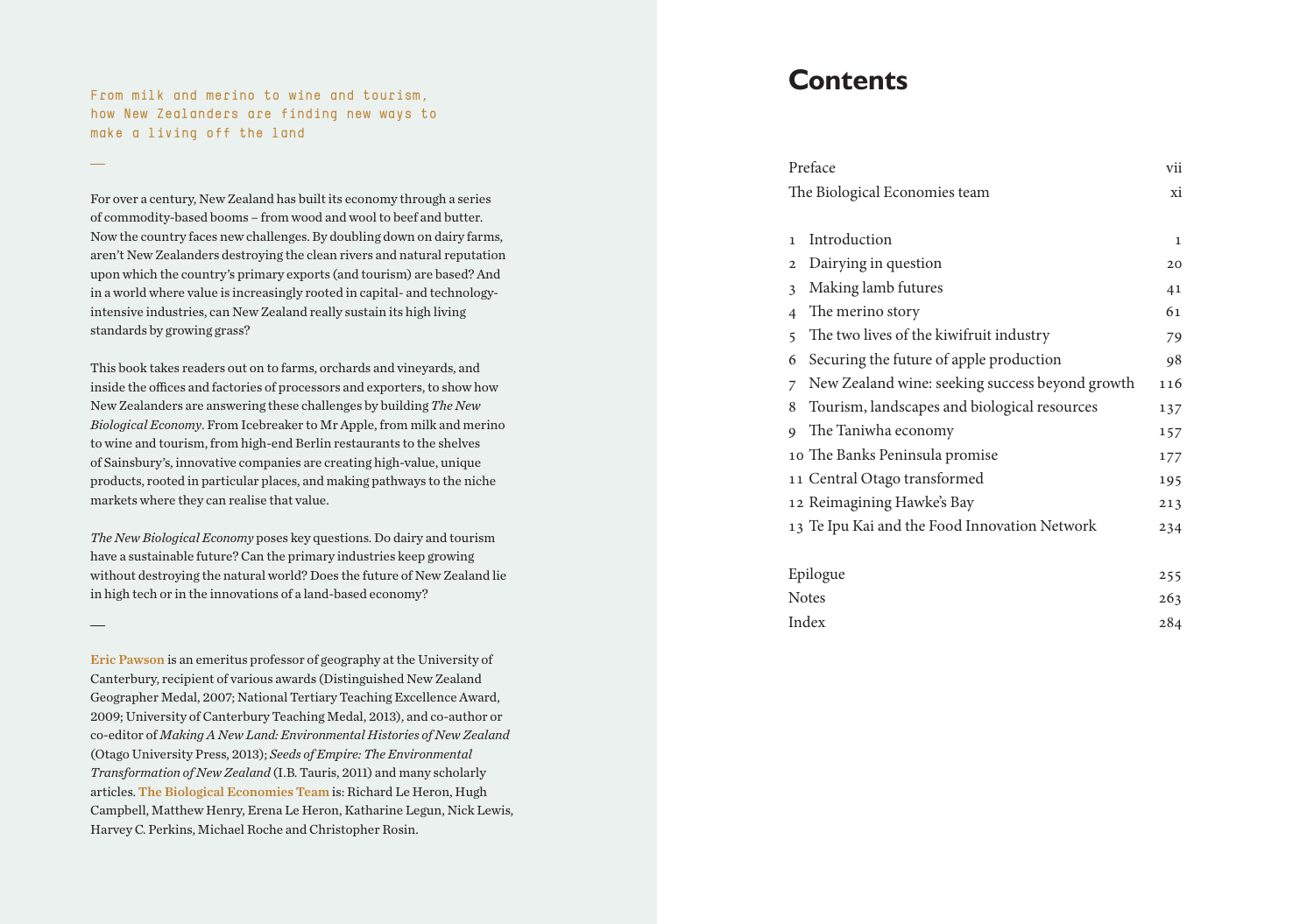From milk and merino to wine and tourism, how New Zealanders are finding new ways to make a living off the land

—

For over a century, New Zealand has built its economy through a series of commodity-based booms – from wood and wool to beef and butter. Now the country faces new challenges. By doubling down on dairy farms, aren't New Zealanders destroying the clean rivers and natural reputation upon which the country's primary exports (and tourism) are based? And in a world where value is increasingly rooted in capital- and technology-intensive industries, can New Zealand really sustain its high living standards by growing grass?

This book takes readers out on to farms, orchards and vineyards, and inside the offices and factories of processors and exporters, to show how New Zealanders are answering these challenges by building *The New Biological Economy*. From Icebreaker to Mr Apple, from milk and merino to wine and tourism, from high-end Berlin restaurants to the shelves of Sainsbury's, innovative companies are creating high-value, unique products, rooted in particular places, and making pathways to the niche markets where they can realise that value.

*The New Biological Economy* poses key questions. Do dairy and tourism have a sustainable future? Can the primary industries keep growing without destroying the natural world? Does the future of New Zealand lie in high tech or in the innovations of a land-based economy?

—

**Eric Pawson** is an emeritus professor of geography at the University of Canterbury, recipient of various awards (Distinguished New Zealand Geographer Medal, 2007; National Tertiary Teaching Excellence Award, 2009; University of Canterbury Teaching Medal, 2013), and co-author or co-editor of *Making A New Land: Environmental Histories of New Zealand* (Otago University Press, 2013); *Seeds of Empire: The Environmental Transformation of New Zealand* (I.B. Tauris, 2011) and many scholarly articles. **The Biological Economies Team** is: Richard Le Heron, Hugh Campbell, Matthew Henry, Erena Le Heron, Katharine Legun, Nick Lewis, Harvey C. Perkins, Michael Roche and Christopher Rosin.

# Contents

| | |
|---|---|
| Preface | vii |
| The Biological Economies team | xi |
| 1 Introduction | 1 |
| 2 Dairying in question | 20 |
| 3 Making lamb futures | 41 |
| 4 The merino story | 61 |
| 5 The two lives of the kiwifruit industry | 79 |
| 6 Securing the future of apple production | 98 |
| 7 New Zealand wine: seeking success beyond growth | 116 |
| 8 Tourism, landscapes and biological resources | 137 |
| 9 The Taniwha economy | 157 |
| 10 The Banks Peninsula promise | 177 |
| 11 Central Otago transformed | 195 |
| 12 Reimagining Hawke's Bay | 213 |
| 13 Te Ipu Kai and the Food Innovation Network | 234 |
| Epilogue | 255 |
| Notes | 263 |
| Index | 284 |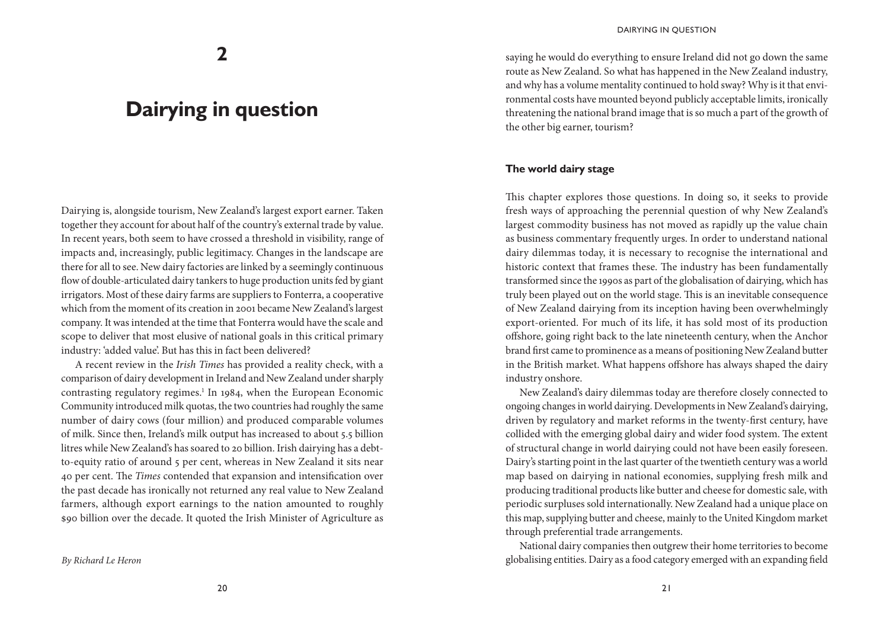# 2

# Dairying in question

Dairying is, alongside tourism, New Zealand's largest export earner. Taken together they account for about half of the country's external trade by value. In recent years, both seem to have crossed a threshold in visibility, range of impacts and, increasingly, public legitimacy. Changes in the landscape are there for all to see. New dairy factories are linked by a seemingly continuous flow of double-articulated dairy tankers to huge production units fed by giant irrigators. Most of these dairy farms are suppliers to Fonterra, a cooperative which from the moment of its creation in 2001 became New Zealand's largest company. It was intended at the time that Fonterra would have the scale and scope to deliver that most elusive of national goals in this critical primary industry: 'added value'. But has this in fact been delivered?

A recent review in the *Irish Times* has provided a reality check, with a comparison of dairy development in Ireland and New Zealand under sharply contrasting regulatory regimes.[1] In 1984, when the European Economic Community introduced milk quotas, the two countries had roughly the same number of dairy cows (four million) and produced comparable volumes of milk. Since then, Ireland's milk output has increased to about 5.5 billion litres while New Zealand's has soared to 20 billion. Irish dairying has a debt-to-equity ratio of around 5 per cent, whereas in New Zealand it sits near 40 per cent. The *Times* contended that expansion and intensification over the past decade has ironically not returned any real value to New Zealand farmers, although export earnings to the nation amounted to roughly $90 billion over the decade. It quoted the Irish Minister of Agriculture as saying he would do everything to ensure Ireland did not go down the same route as New Zealand. So what has happened in the New Zealand industry, and why has a volume mentality continued to hold sway? Why is it that environmental costs have mounted beyond publicly acceptable limits, ironically threatening the national brand image that is so much a part of the growth of the other big earner, tourism?

*By Richard Le Heron*

### The world dairy stage

This chapter explores those questions. In doing so, it seeks to provide fresh ways of approaching the perennial question of why New Zealand's largest commodity business has not moved as rapidly up the value chain as business commentary frequently urges. In order to understand national dairy dilemmas today, it is necessary to recognise the international and historic context that frames these. The industry has been fundamentally transformed since the 1990s as part of the globalisation of dairying, which has truly been played out on the world stage. This is an inevitable consequence of New Zealand dairying from its inception having been overwhelmingly export-oriented. For much of its life, it has sold most of its production offshore, going right back to the late nineteenth century, when the Anchor brand first came to prominence as a means of positioning New Zealand butter in the British market. What happens offshore has always shaped the dairy industry onshore.

New Zealand's dairy dilemmas today are therefore closely connected to ongoing changes in world dairying. Developments in New Zealand's dairying, driven by regulatory and market reforms in the twenty-first century, have collided with the emerging global dairy and wider food system. The extent of structural change in world dairying could not have been easily foreseen. Dairy's starting point in the last quarter of the twentieth century was a world map based on dairying in national economies, supplying fresh milk and producing traditional products like butter and cheese for domestic sale, with periodic surpluses sold internationally. New Zealand had a unique place on this map, supplying butter and cheese, mainly to the United Kingdom market through preferential trade arrangements.

National dairy companies then outgrew their home territories to become globalising entities. Dairy as a food category emerged with an expanding field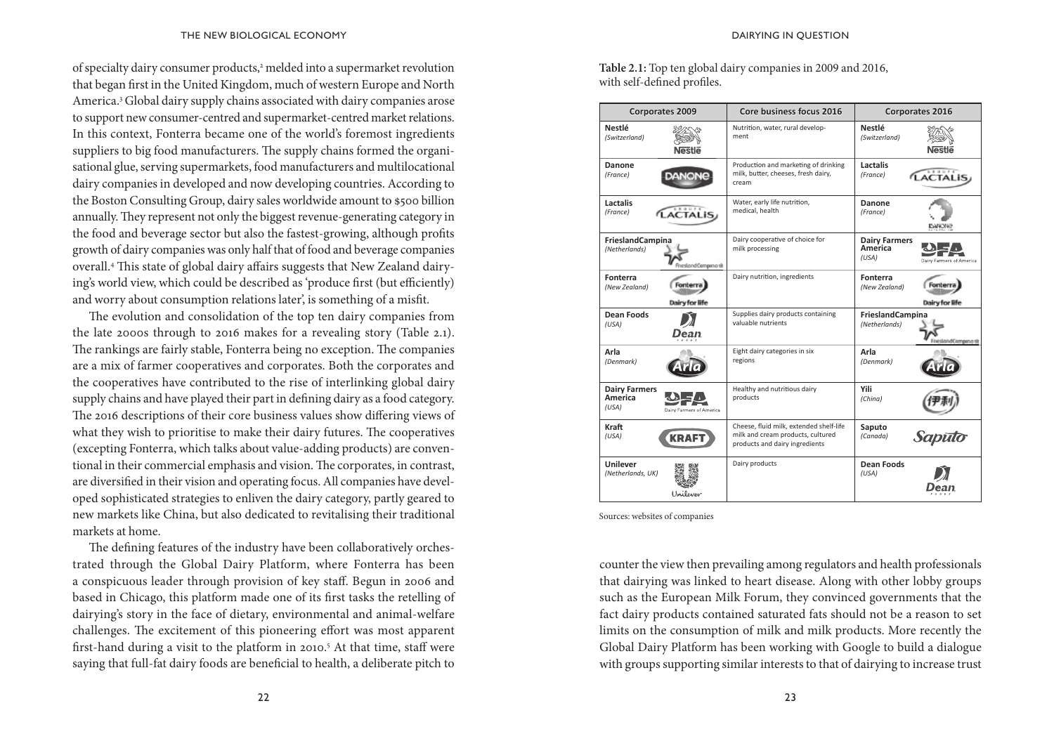of specialty dairy consumer products,[2] melded into a supermarket revolution that began first in the United Kingdom, much of western Europe and North America.[3] Global dairy supply chains associated with dairy companies arose to support new consumer-centred and supermarket-centred market relations. In this context, Fonterra became one of the world's foremost ingredients suppliers to big food manufacturers. The supply chains formed the organisational glue, serving supermarkets, food manufacturers and multilocational dairy companies in developed and now developing countries. According to the Boston Consulting Group, dairy sales worldwide amount to $500 billion annually. They represent not only the biggest revenue-generating category in the food and beverage sector but also the fastest-growing, although profits growth of dairy companies was only half that of food and beverage companies overall.[4] This state of global dairy affairs suggests that New Zealand dairying's world view, which could be described as 'produce first (but efficiently) and worry about consumption relations later', is something of a misfit.

The evolution and consolidation of the top ten dairy companies from the late 2000s through to 2016 makes for a revealing story (Table 2.1). The rankings are fairly stable, Fonterra being no exception. The companies are a mix of farmer cooperatives and corporates. Both the corporates and the cooperatives have contributed to the rise of interlinking global dairy supply chains and have played their part in defining dairy as a food category. The 2016 descriptions of their core business values show differing views of what they wish to prioritise to make their dairy futures. The cooperatives (excepting Fonterra, which talks about value-adding products) are conventional in their commercial emphasis and vision. The corporates, in contrast, are diversified in their vision and operating focus. All companies have developed sophisticated strategies to enliven the dairy category, partly geared to new markets like China, but also dedicated to revitalising their traditional markets at home.

The defining features of the industry have been collaboratively orchestrated through the Global Dairy Platform, where Fonterra has been a conspicuous leader through provision of key staff. Begun in 2006 and based in Chicago, this platform made one of its first tasks the retelling of dairying's story in the face of dietary, environmental and animal-welfare challenges. The excitement of this pioneering effort was most apparent first-hand during a visit to the platform in 2010.[5] At that time, staff were saying that full-fat dairy foods are beneficial to health, a deliberate pitch to

**Table 2.1:** Top ten global dairy companies in 2009 and 2016, with self-defined profiles.

| Corporates 2009 | Core business focus 2016 | Corporates 2016 |
|---|---|---|
| **Nestlé** *(Switzerland)* | Nutrition, water, rural development | **Nestlé** *(Switzerland)* |
| **Danone** *(France)* | Production and marketing of drinking milk, butter, cheeses, fresh dairy, cream | **Lactalis** *(France)* |
| **Lactalis** *(France)* | Water, early life nutrition, medical, health | **Danone** *(France)* |
| **FrieslandCampina** *(Netherlands)* | Dairy cooperative of choice for milk processing | **Dairy Farmers America** *(USA)* |
| **Fonterra** *(New Zealand)* | Dairy nutrition, ingredients | **Fonterra** *(New Zealand)* |
| **Dean Foods** *(USA)* | Supplies dairy products containing valuable nutrients | **FrieslandCampina** *(Netherlands)* |
| **Arla** *(Denmark)* | Eight dairy categories in six regions | **Arla** *(Denmark)* |
| **Dairy Farmers America** *(USA)* | Healthy and nutritious dairy products | **Yili** *(China)* |
| **Kraft** *(USA)* | Cheese, fluid milk, extended shelf-life milk and cream products, cultured products and dairy ingredients | **Saputo** *(Canada)* |
| **Unilever** *(Netherlands, UK)* | Dairy products | **Dean Foods** *(USA)* |

Sources: websites of companies

counter the view then prevailing among regulators and health professionals that dairying was linked to heart disease. Along with other lobby groups such as the European Milk Forum, they convinced governments that the fact dairy products contained saturated fats should not be a reason to set limits on the consumption of milk and milk products. More recently the Global Dairy Platform has been working with Google to build a dialogue with groups supporting similar interests to that of dairying to increase trust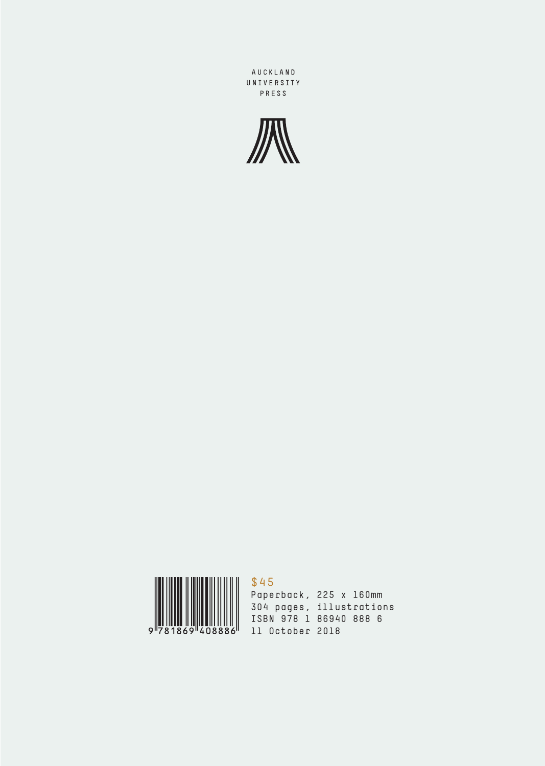AUCKLAND
UNIVERSITY
PRESS

9 781869 408886

$45

Paperback, 225 x 160mm

304 pages, illustrations

ISBN 978 1 86940 888 6

11 October 2018